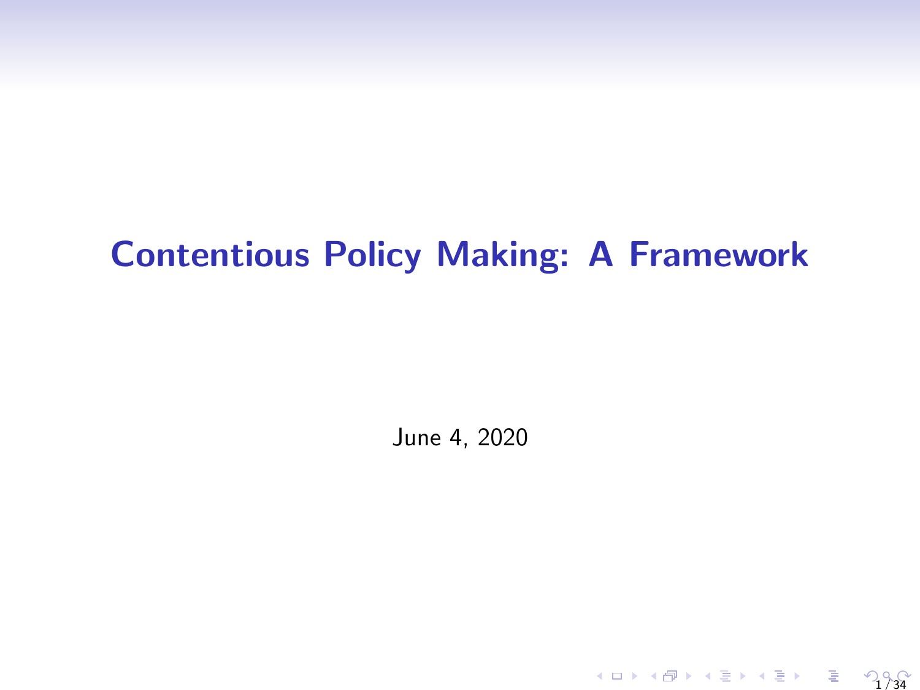# Contentious Policy Making: A Framework

June 4, 2020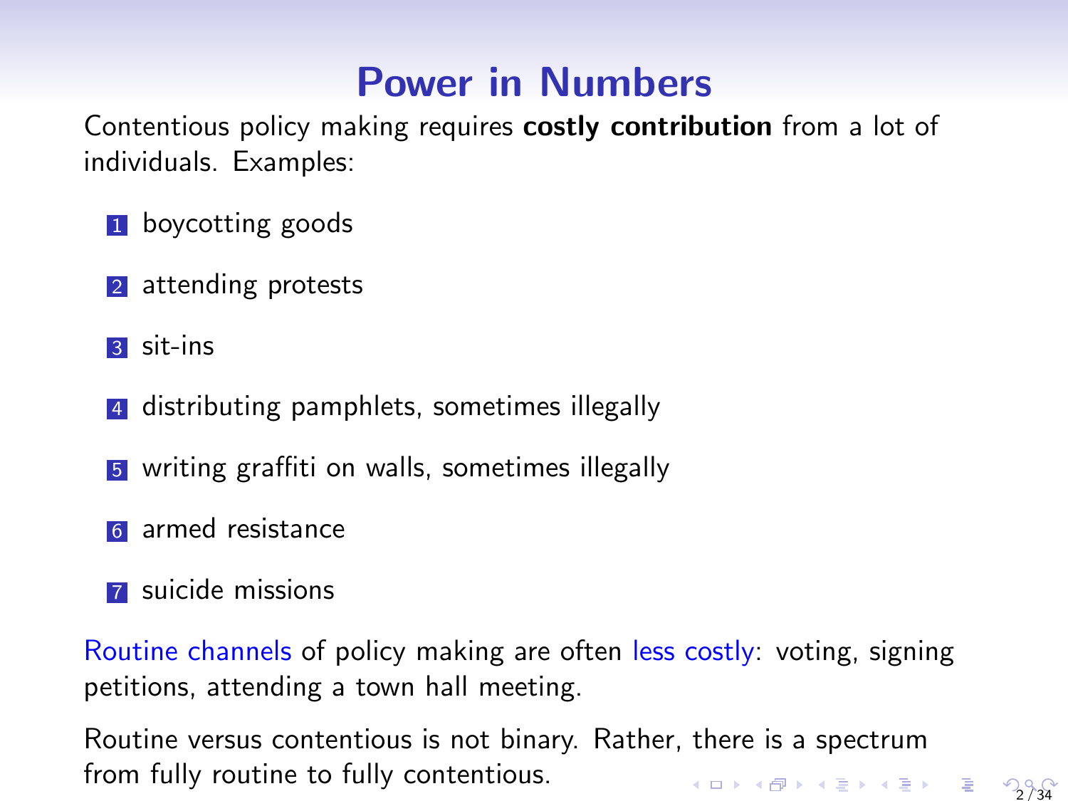# Power in Numbers

Contentious policy making requires **costly contribution** from a lot of individuals. Examples:

1. boycotting goods
2. attending protests
3. sit-ins
4. distributing pamphlets, sometimes illegally
5. writing graffiti on walls, sometimes illegally
6. armed resistance
7. suicide missions

Routine channels of policy making are often less costly: voting, signing petitions, attending a town hall meeting.

Routine versus contentious is not binary. Rather, there is a spectrum from fully routine to fully contentious.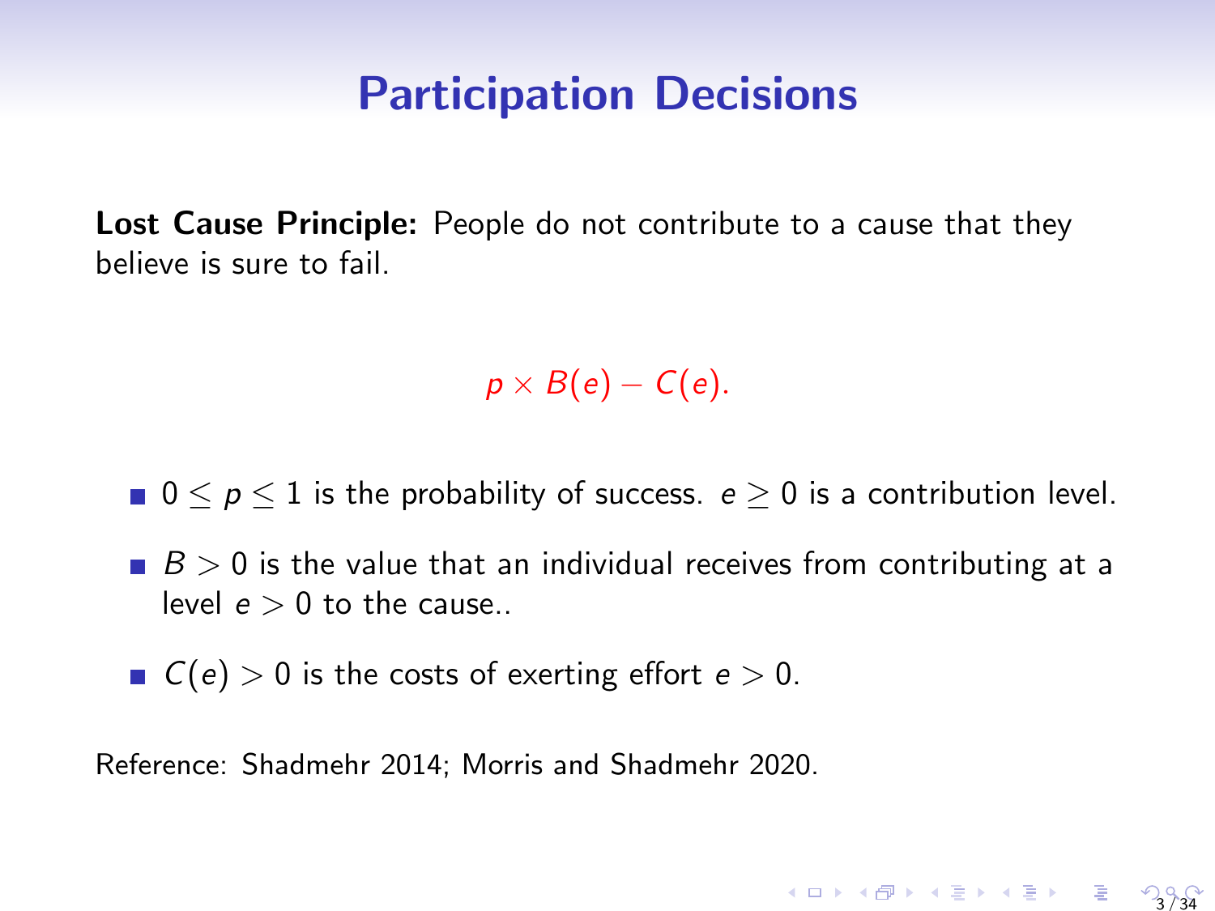# Participation Decisions

**Lost Cause Principle:** People do not contribute to a cause that they believe is sure to fail.

$$p \times B(e) - C(e).$$

- $0 \leq p \leq 1$ is the probability of success. $e \geq 0$ is a contribution level.
- $B > 0$ is the value that an individual receives from contributing at a level $e > 0$ to the cause..
- $C(e) > 0$ is the costs of exerting effort $e > 0$.

Reference: Shadmehr 2014; Morris and Shadmehr 2020.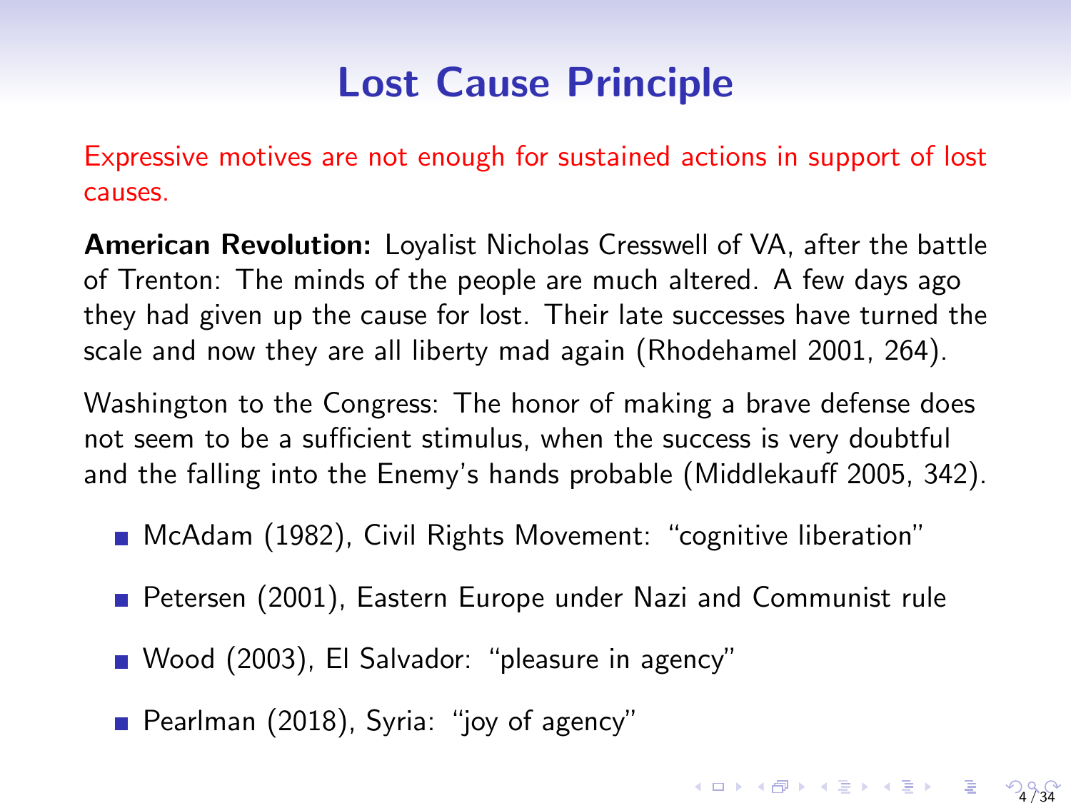# Lost Cause Principle

Expressive motives are not enough for sustained actions in support of lost causes.

**American Revolution:** Loyalist Nicholas Cresswell of VA, after the battle of Trenton: The minds of the people are much altered. A few days ago they had given up the cause for lost. Their late successes have turned the scale and now they are all liberty mad again (Rhodehamel 2001, 264).

Washington to the Congress: The honor of making a brave defense does not seem to be a sufficient stimulus, when the success is very doubtful and the falling into the Enemy's hands probable (Middlekauff 2005, 342).

- McAdam (1982), Civil Rights Movement: "cognitive liberation"
- Petersen (2001), Eastern Europe under Nazi and Communist rule
- Wood (2003), El Salvador: "pleasure in agency"
- Pearlman (2018), Syria: "joy of agency"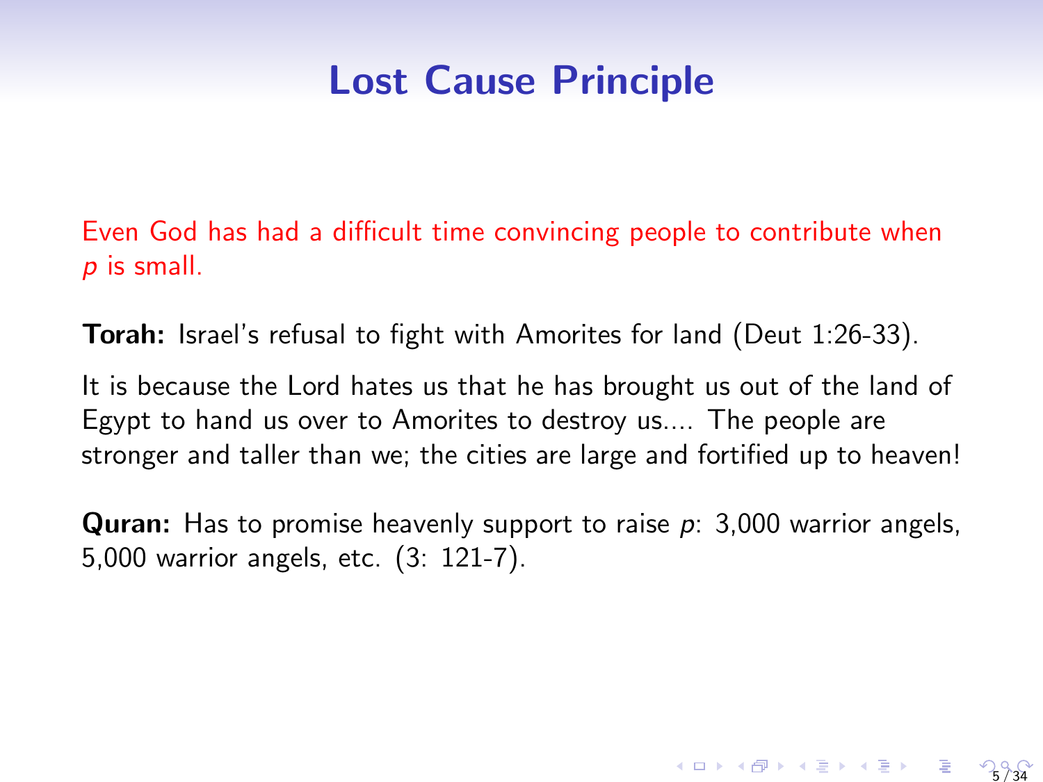# Lost Cause Principle

Even God has had a difficult time convincing people to contribute when $p$ is small.

**Torah:** Israel's refusal to fight with Amorites for land (Deut 1:26-33).

It is because the Lord hates us that he has brought us out of the land of Egypt to hand us over to Amorites to destroy us.... The people are stronger and taller than we; the cities are large and fortified up to heaven!

**Quran:** Has to promise heavenly support to raise $p$: 3,000 warrior angels, 5,000 warrior angels, etc. (3: 121-7).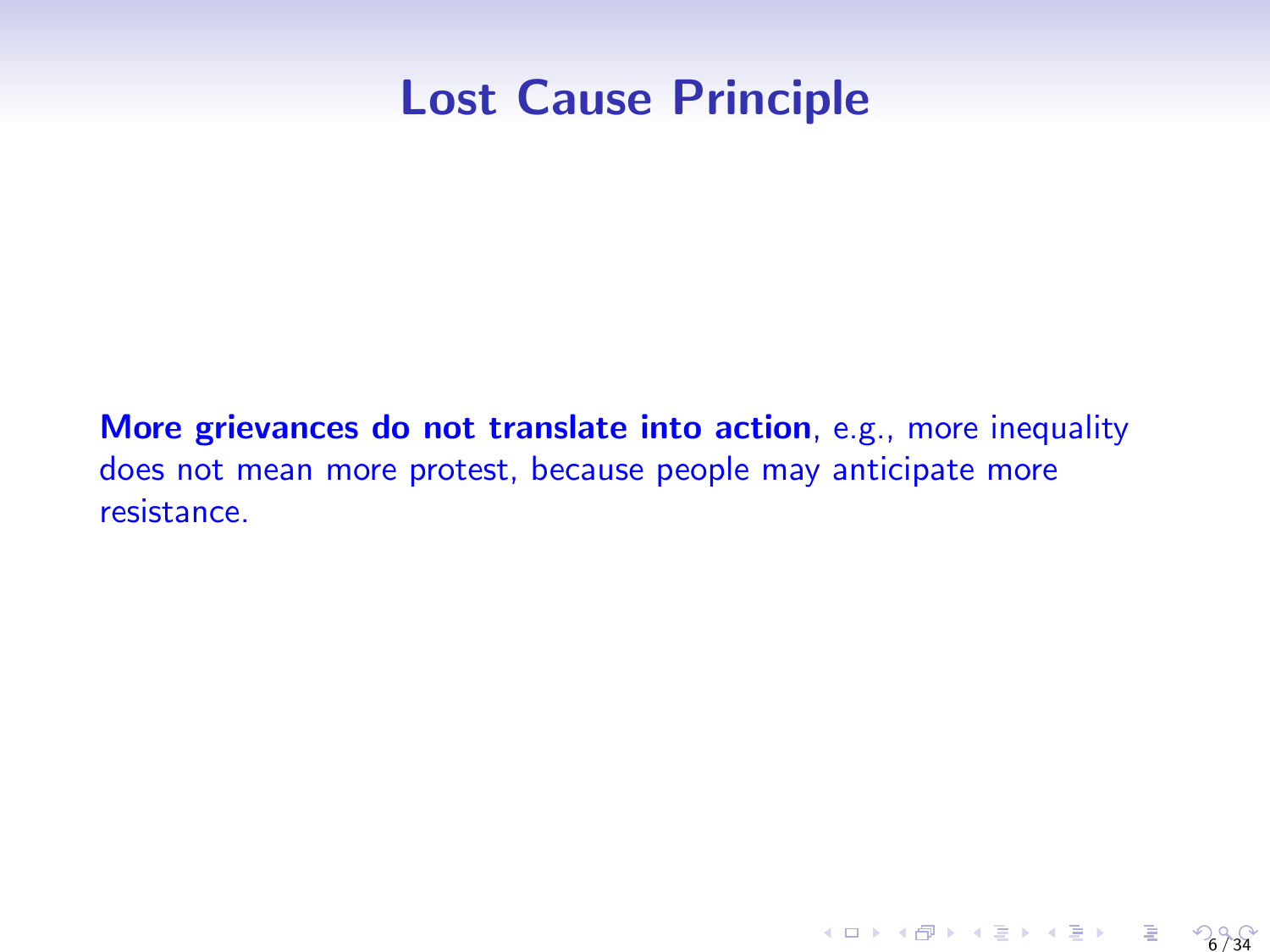# Lost Cause Principle

**More grievances do not translate into action**, e.g., more inequality does not mean more protest, because people may anticipate more resistance.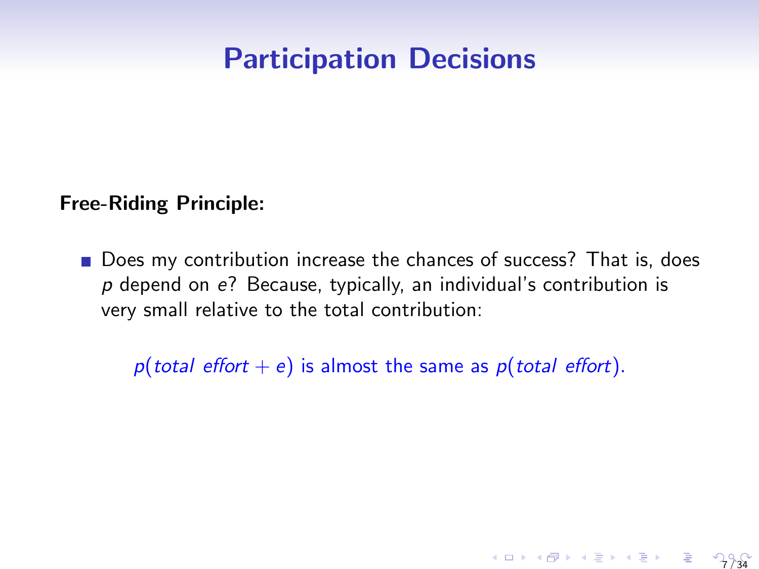# Participation Decisions

**Free-Riding Principle:**

- Does my contribution increase the chances of success? That is, does $p$ depend on $e$? Because, typically, an individual's contribution is very small relative to the total contribution:

  $p(\textit{total effort} + e)$ is almost the same as $p(\textit{total effort})$.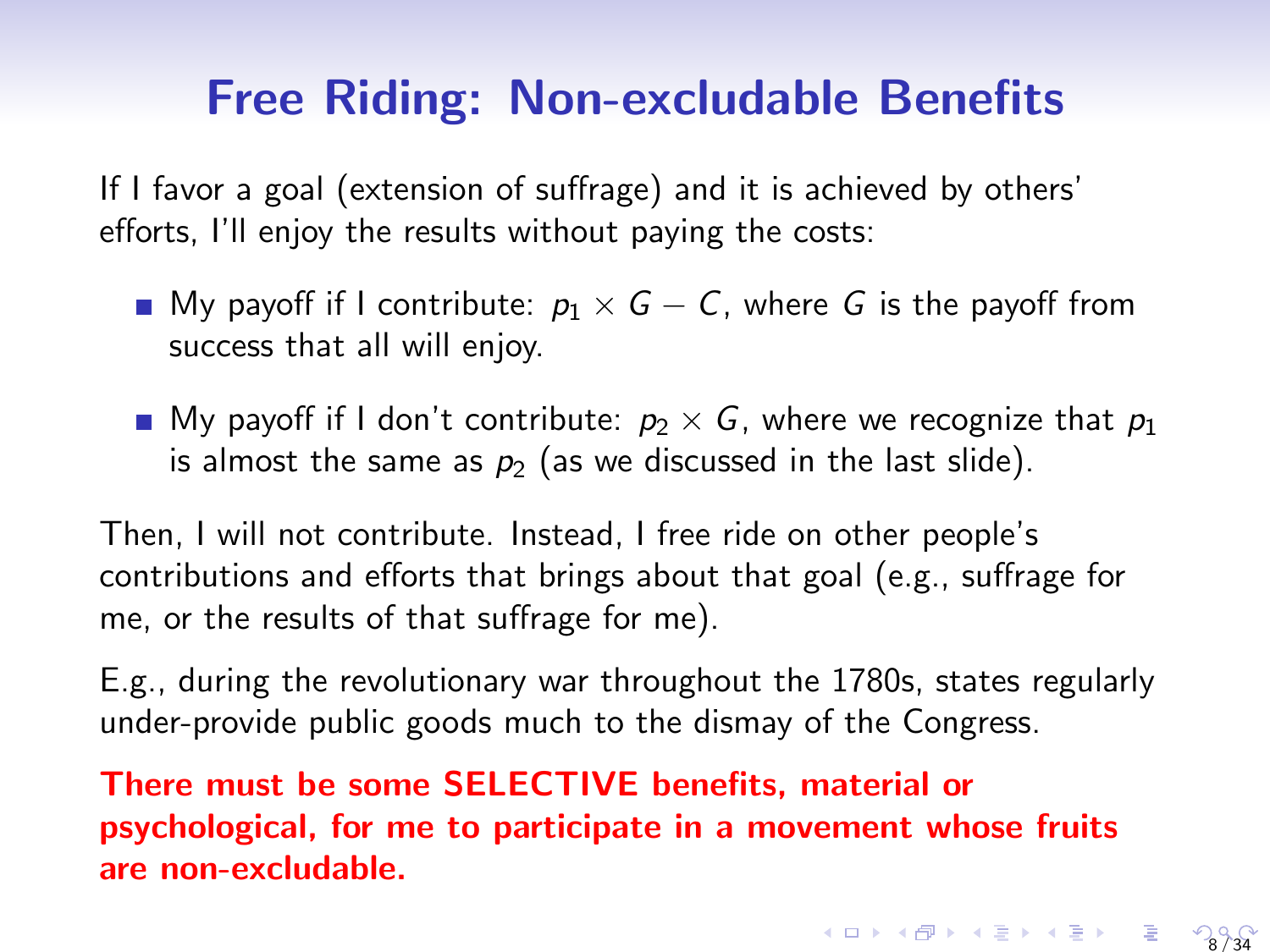# Free Riding: Non-excludable Benefits

If I favor a goal (extension of suffrage) and it is achieved by others' efforts, I'll enjoy the results without paying the costs:

- My payoff if I contribute: $p_1 \times G - C$, where $G$ is the payoff from success that all will enjoy.
- My payoff if I don't contribute: $p_2 \times G$, where we recognize that $p_1$ is almost the same as $p_2$ (as we discussed in the last slide).

Then, I will not contribute. Instead, I free ride on other people's contributions and efforts that brings about that goal (e.g., suffrage for me, or the results of that suffrage for me).

E.g., during the revolutionary war throughout the 1780s, states regularly under-provide public goods much to the dismay of the Congress.

**There must be some SELECTIVE benefits, material or psychological, for me to participate in a movement whose fruits are non-excludable.**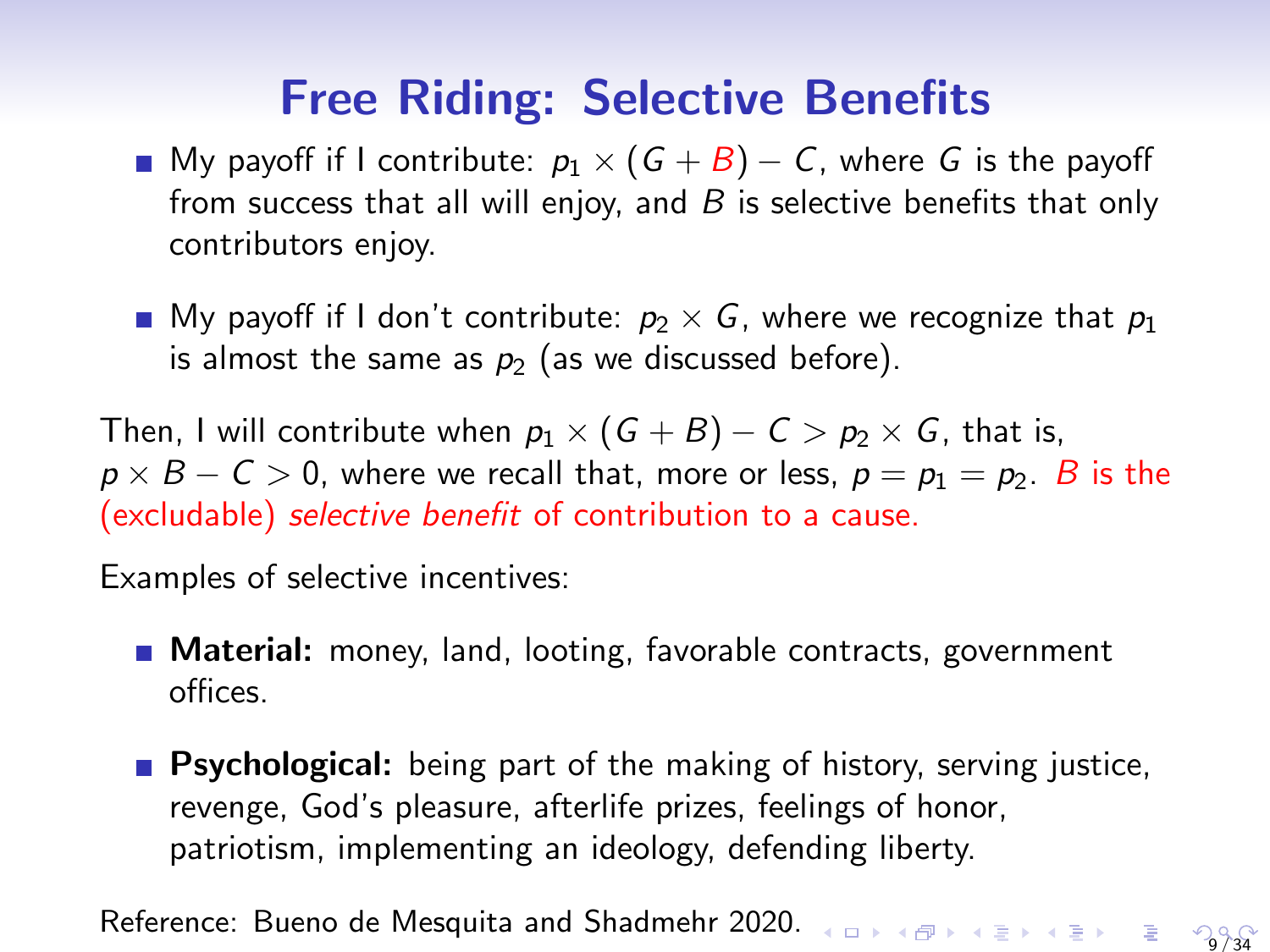# Free Riding: Selective Benefits

- My payoff if I contribute: $p_1 \times (G + B) - C$, where $G$ is the payoff from success that all will enjoy, and $B$ is selective benefits that only contributors enjoy.
- My payoff if I don't contribute: $p_2 \times G$, where we recognize that $p_1$ is almost the same as $p_2$ (as we discussed before).

Then, I will contribute when $p_1 \times (G + B) - C > p_2 \times G$, that is, $p \times B - C > 0$, where we recall that, more or less, $p = p_1 = p_2$. $B$ is the (excludable) *selective benefit* of contribution to a cause.

Examples of selective incentives:

- **Material:** money, land, looting, favorable contracts, government offices.
- **Psychological:** being part of the making of history, serving justice, revenge, God's pleasure, afterlife prizes, feelings of honor, patriotism, implementing an ideology, defending liberty.

Reference: Bueno de Mesquita and Shadmehr 2020.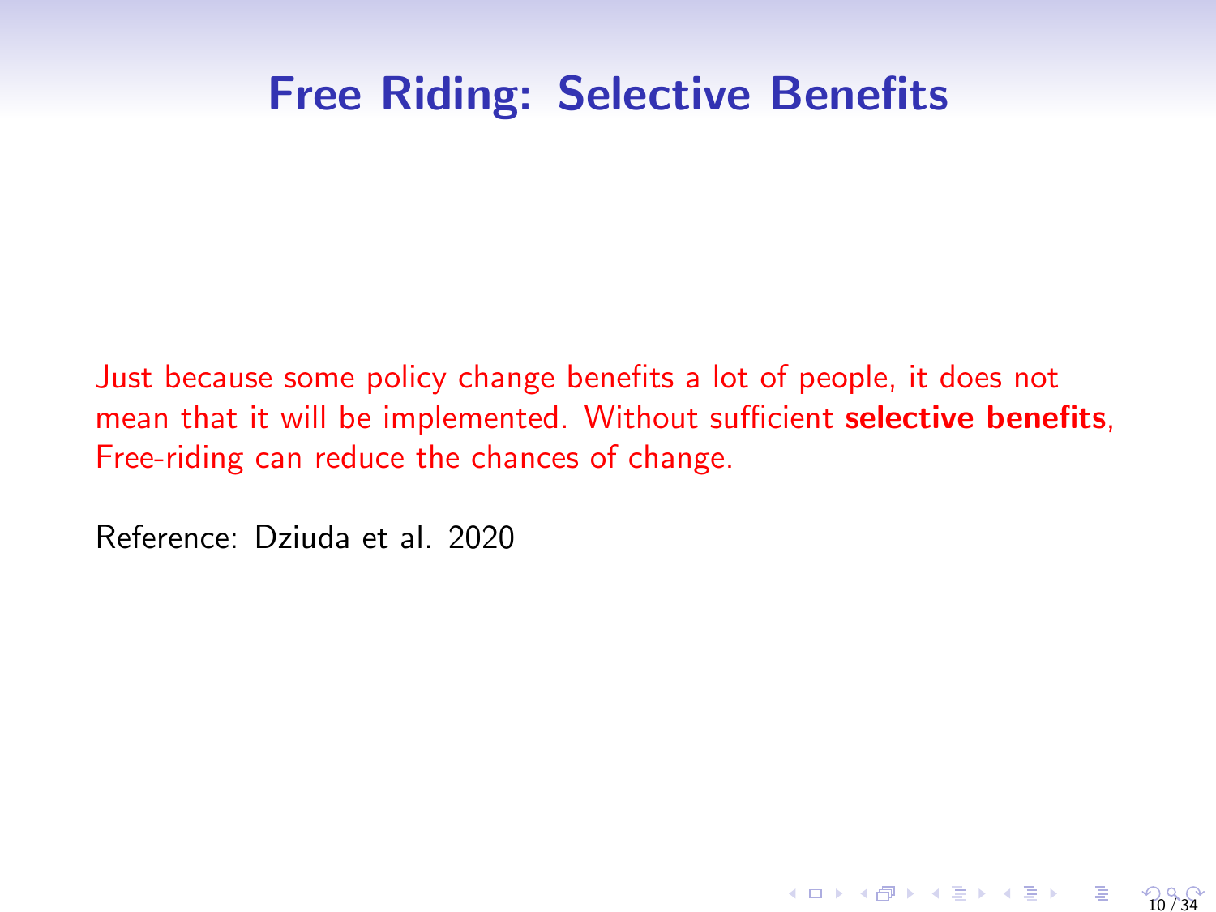# Free Riding: Selective Benefits

Just because some policy change benefits a lot of people, it does not mean that it will be implemented. Without sufficient **selective benefits**, Free-riding can reduce the chances of change.

Reference: Dziuda et al. 2020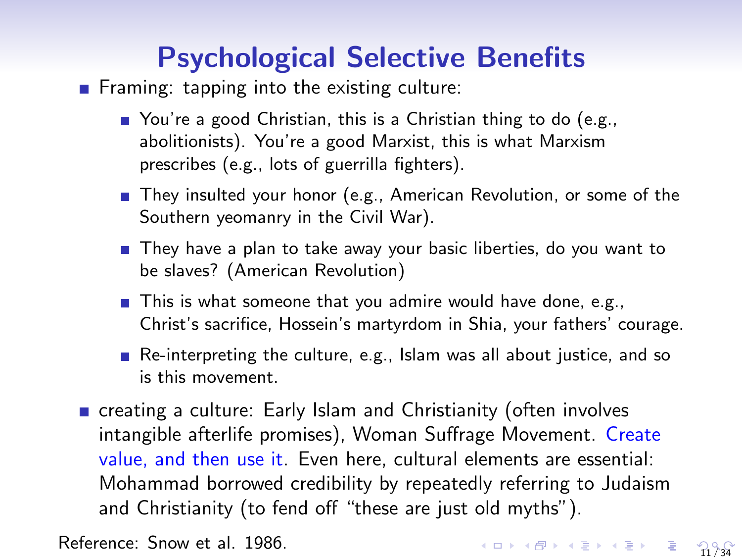# Psychological Selective Benefits

- Framing: tapping into the existing culture:
  - You're a good Christian, this is a Christian thing to do (e.g., abolitionists). You're a good Marxist, this is what Marxism prescribes (e.g., lots of guerrilla fighters).
  - They insulted your honor (e.g., American Revolution, or some of the Southern yeomanry in the Civil War).
  - They have a plan to take away your basic liberties, do you want to be slaves? (American Revolution)
  - This is what someone that you admire would have done, e.g., Christ's sacrifice, Hossein's martyrdom in Shia, your fathers' courage.
  - Re-interpreting the culture, e.g., Islam was all about justice, and so is this movement.
- creating a culture: Early Islam and Christianity (often involves intangible afterlife promises), Woman Suffrage Movement. Create value, and then use it. Even here, cultural elements are essential: Mohammad borrowed credibility by repeatedly referring to Judaism and Christianity (to fend off "these are just old myths").

Reference: Snow et al. 1986.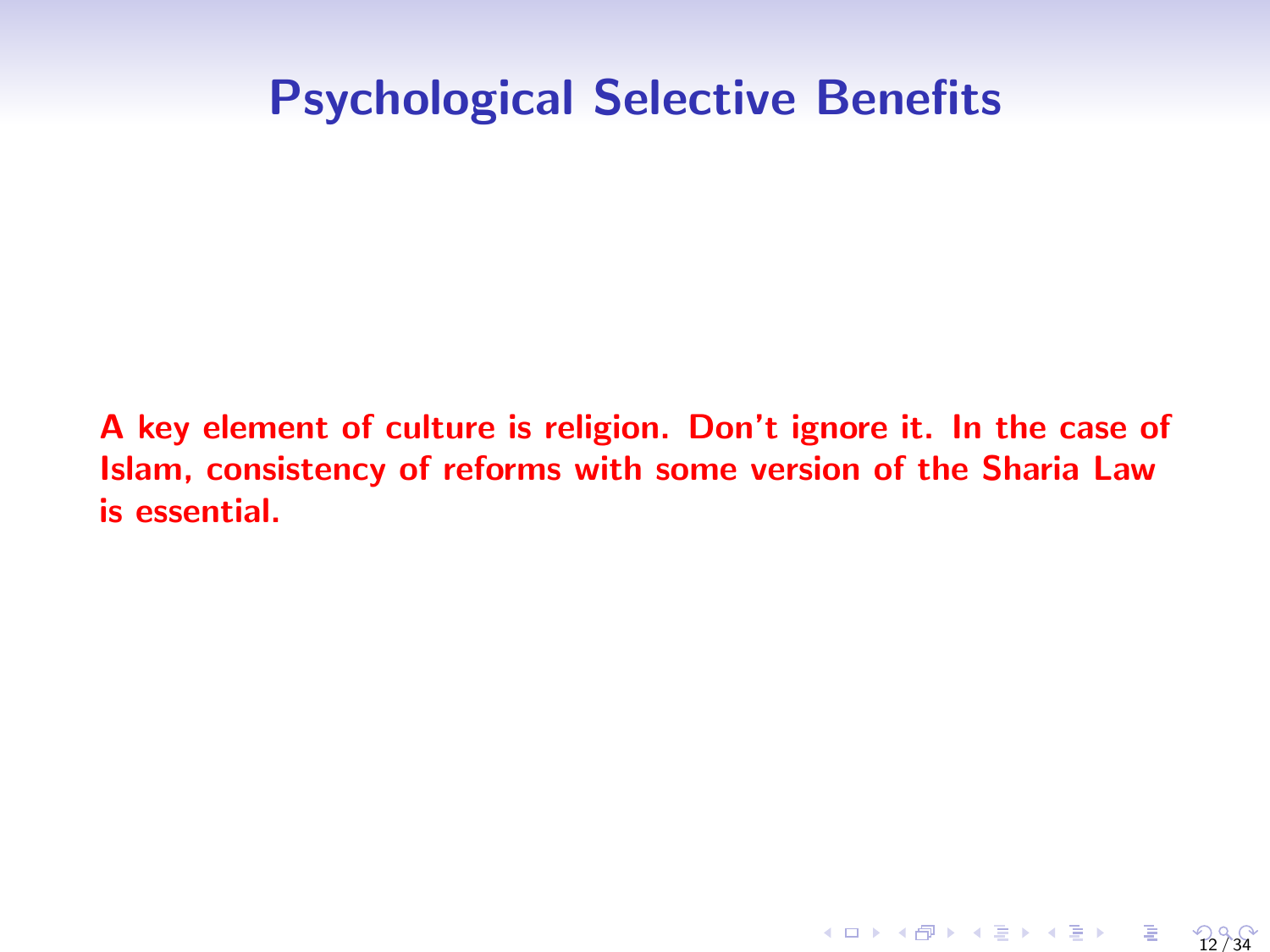# Psychological Selective Benefits

**A key element of culture is religion. Don't ignore it. In the case of Islam, consistency of reforms with some version of the Sharia Law is essential.**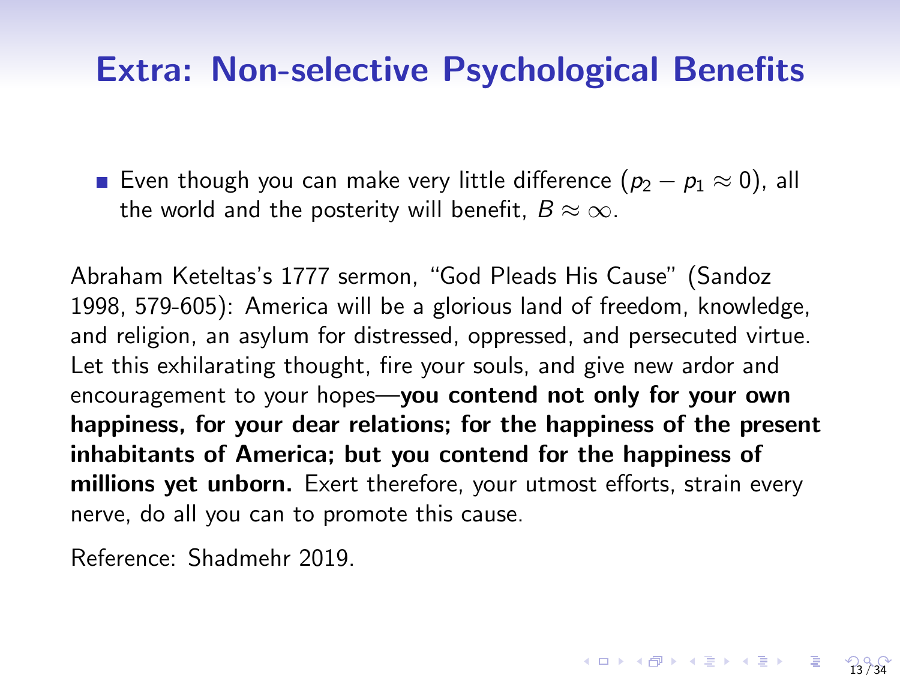# Extra: Non-selective Psychological Benefits

- Even though you can make very little difference ($p_2 - p_1 \approx 0$), all the world and the posterity will benefit, $B \approx \infty$.

Abraham Keteltas's 1777 sermon, "God Pleads His Cause" (Sandoz 1998, 579-605): America will be a glorious land of freedom, knowledge, and religion, an asylum for distressed, oppressed, and persecuted virtue. Let this exhilarating thought, fire your souls, and give new ardor and encouragement to your hopes—**you contend not only for your own happiness, for your dear relations; for the happiness of the present inhabitants of America; but you contend for the happiness of millions yet unborn.** Exert therefore, your utmost efforts, strain every nerve, do all you can to promote this cause.

Reference: Shadmehr 2019.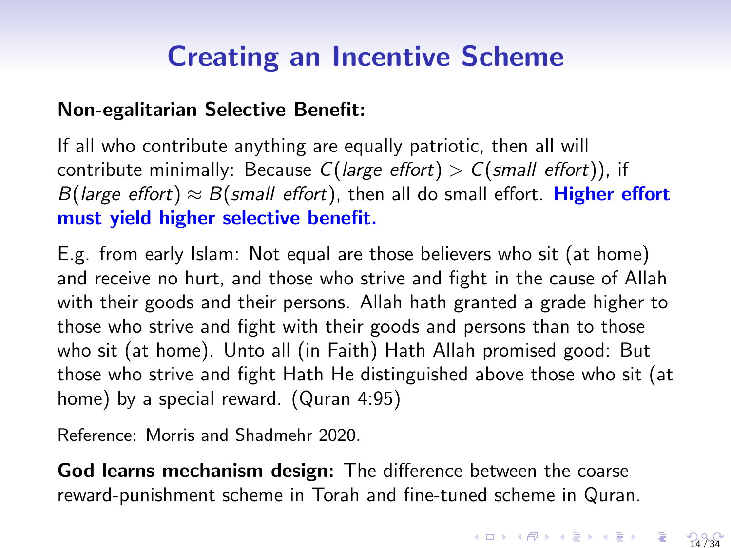# Creating an Incentive Scheme

**Non-egalitarian Selective Benefit:**

If all who contribute anything are equally patriotic, then all will contribute minimally: Because $C(\textit{large effort}) > C(\textit{small effort})$), if $B(\textit{large effort}) \approx B(\textit{small effort})$, then all do small effort. **Higher effort must yield higher selective benefit.**

E.g. from early Islam: Not equal are those believers who sit (at home) and receive no hurt, and those who strive and fight in the cause of Allah with their goods and their persons. Allah hath granted a grade higher to those who strive and fight with their goods and persons than to those who sit (at home). Unto all (in Faith) Hath Allah promised good: But those who strive and fight Hath He distinguished above those who sit (at home) by a special reward. (Quran 4:95)

Reference: Morris and Shadmehr 2020.

**God learns mechanism design:** The difference between the coarse reward-punishment scheme in Torah and fine-tuned scheme in Quran.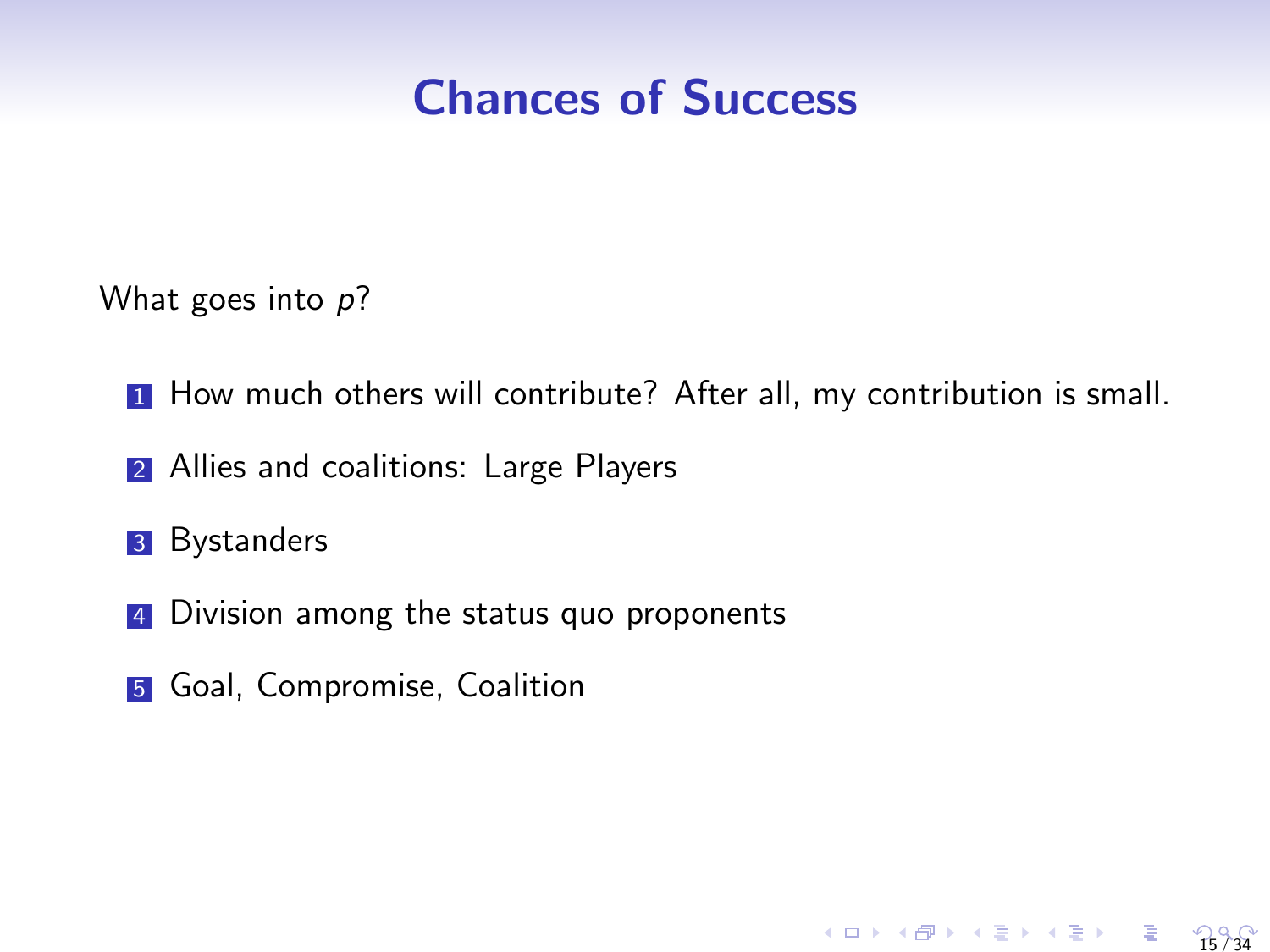# Chances of Success

What goes into $p$?

1. How much others will contribute? After all, my contribution is small.
2. Allies and coalitions: Large Players
3. Bystanders
4. Division among the status quo proponents
5. Goal, Compromise, Coalition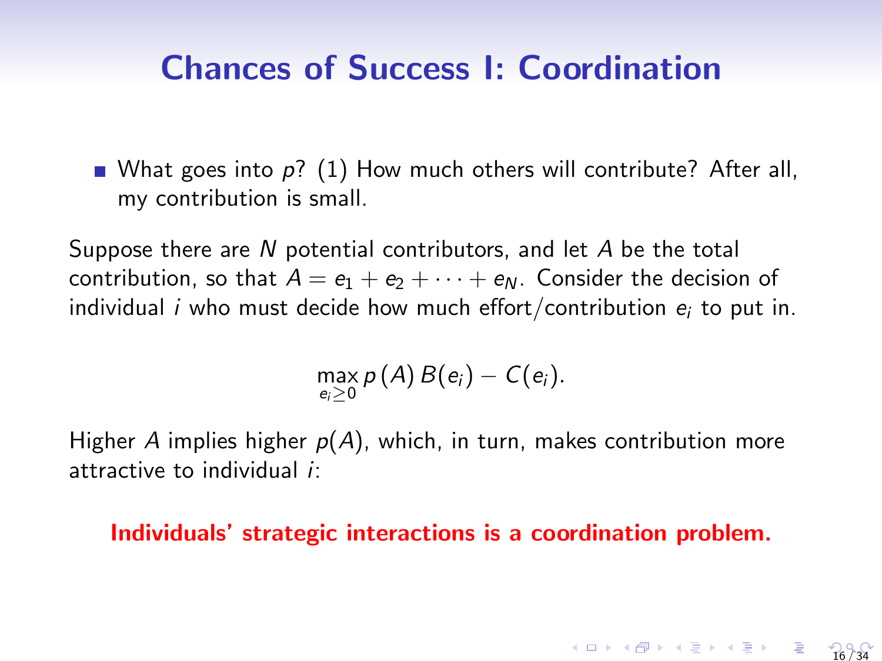# Chances of Success I: Coordination

- What goes into $p$? (1) How much others will contribute? After all, my contribution is small.

Suppose there are $N$ potential contributors, and let $A$ be the total contribution, so that $A = e_1 + e_2 + \cdots + e_N$. Consider the decision of individual $i$ who must decide how much effort/contribution $e_i$ to put in.

$$\max_{e_i \geq 0} p\,(A)\,B(e_i) - C(e_i).$$

Higher $A$ implies higher $p(A)$, which, in turn, makes contribution more attractive to individual $i$:

**Individuals' strategic interactions is a coordination problem.**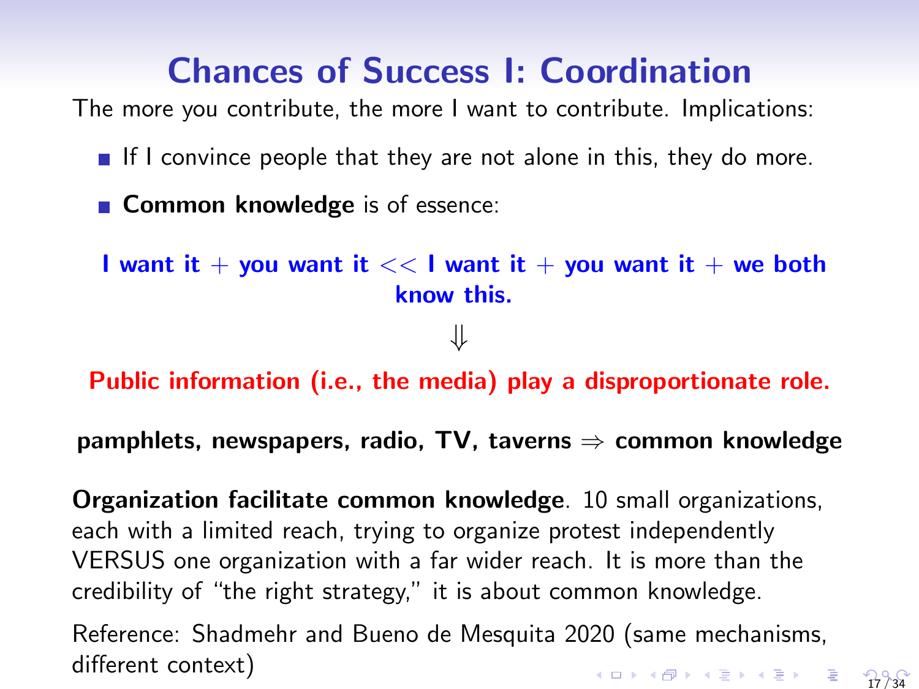# Chances of Success I: Coordination

The more you contribute, the more I want to contribute. Implications:

- If I convince people that they are not alone in this, they do more.
- **Common knowledge** is of essence:

**I want it + you want it << I want it + you want it + we both know this.**

$\Downarrow$

**Public information (i.e., the media) play a disproportionate role.**

**pamphlets, newspapers, radio, TV, taverns $\Rightarrow$ common knowledge**

**Organization facilitate common knowledge**. 10 small organizations, each with a limited reach, trying to organize protest independently VERSUS one organization with a far wider reach. It is more than the credibility of "the right strategy," it is about common knowledge.

Reference: Shadmehr and Bueno de Mesquita 2020 (same mechanisms, different context)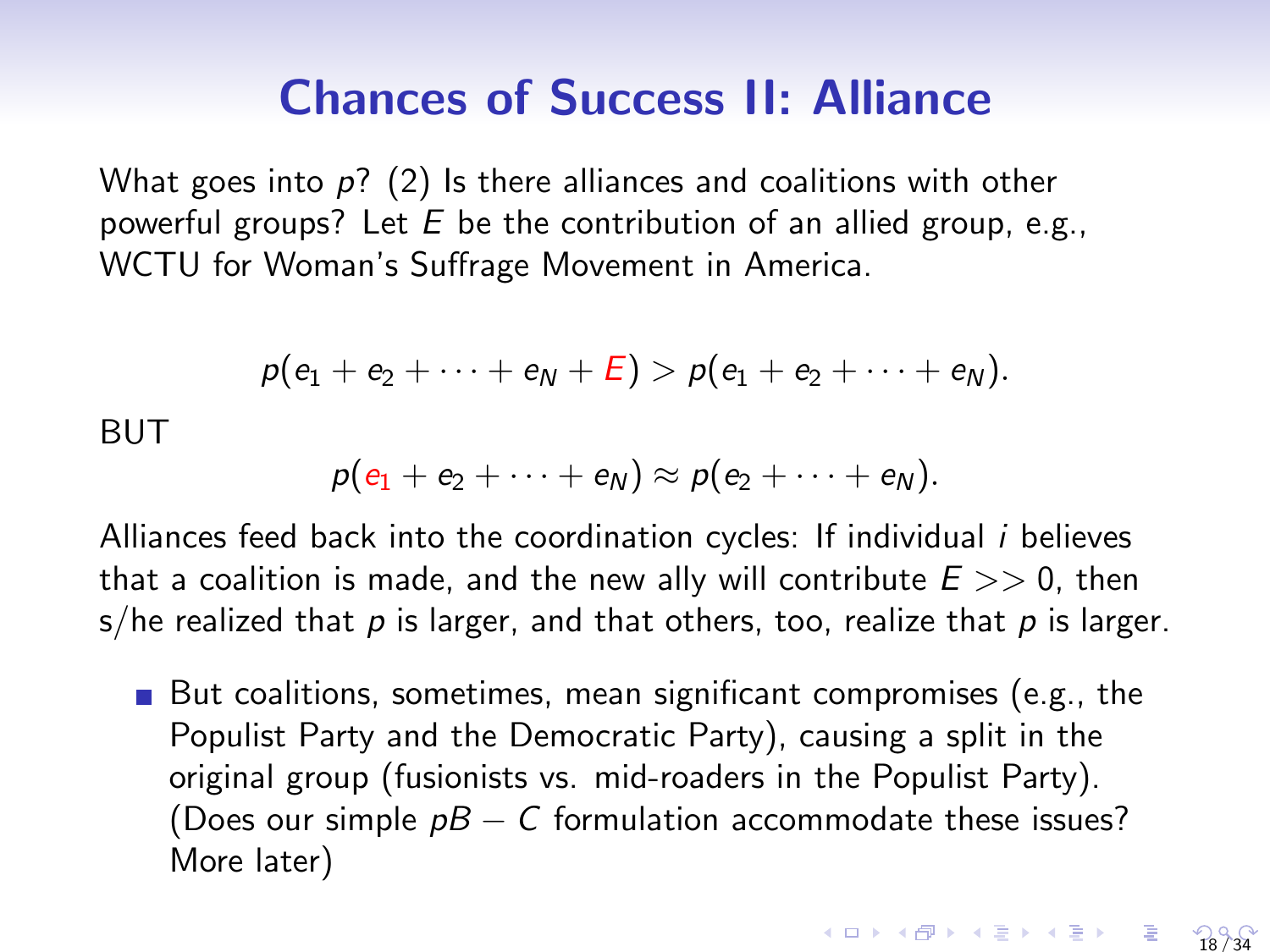# Chances of Success II: Alliance

What goes into $p$? (2) Is there alliances and coalitions with other powerful groups? Let $E$ be the contribution of an allied group, e.g., WCTU for Woman's Suffrage Movement in America.

$$p(e_1 + e_2 + \cdots + e_N + E) > p(e_1 + e_2 + \cdots + e_N).$$

BUT

$$p(e_1 + e_2 + \cdots + e_N) \approx p(e_2 + \cdots + e_N).$$

Alliances feed back into the coordination cycles: If individual $i$ believes that a coalition is made, and the new ally will contribute $E >> 0$, then s/he realized that $p$ is larger, and that others, too, realize that $p$ is larger.

- But coalitions, sometimes, mean significant compromises (e.g., the Populist Party and the Democratic Party), causing a split in the original group (fusionists vs. mid-roaders in the Populist Party). (Does our simple $pB - C$ formulation accommodate these issues? More later)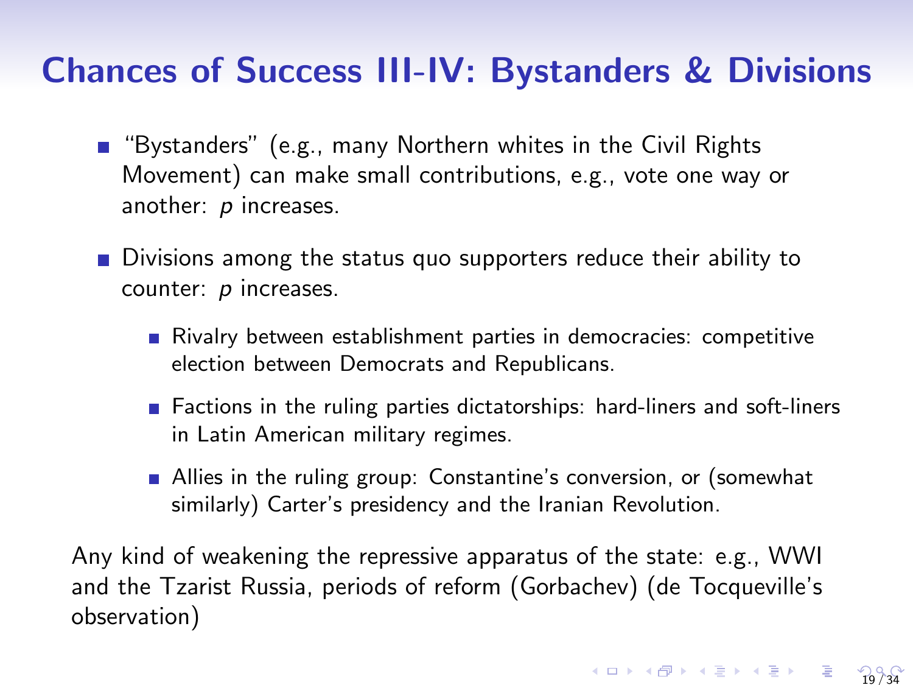# Chances of Success III-IV: Bystanders & Divisions

- "Bystanders" (e.g., many Northern whites in the Civil Rights Movement) can make small contributions, e.g., vote one way or another: $p$ increases.
- Divisions among the status quo supporters reduce their ability to counter: $p$ increases.
  - Rivalry between establishment parties in democracies: competitive election between Democrats and Republicans.
  - Factions in the ruling parties dictatorships: hard-liners and soft-liners in Latin American military regimes.
  - Allies in the ruling group: Constantine's conversion, or (somewhat similarly) Carter's presidency and the Iranian Revolution.

Any kind of weakening the repressive apparatus of the state: e.g., WWI and the Tzarist Russia, periods of reform (Gorbachev) (de Tocqueville's observation)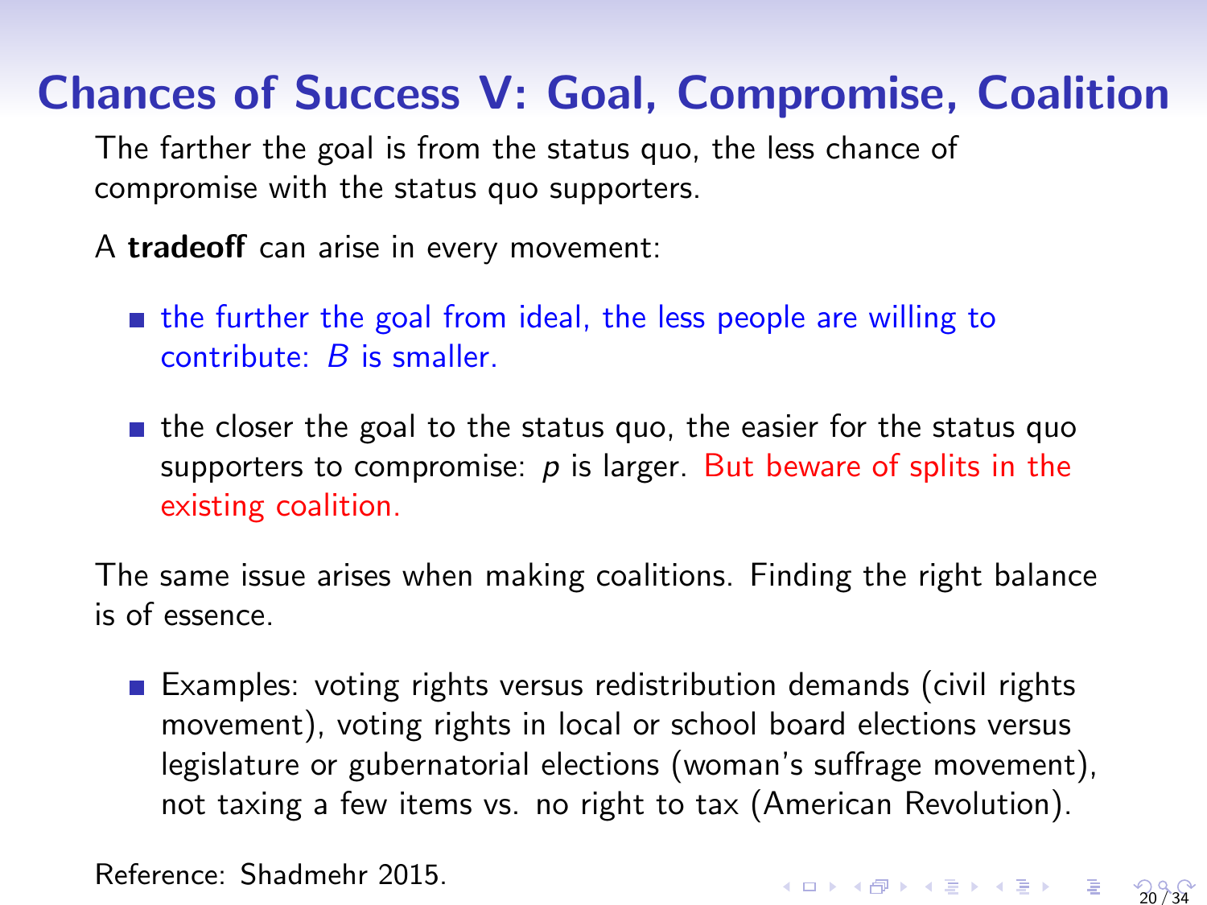# Chances of Success V: Goal, Compromise, Coalition

The farther the goal is from the status quo, the less chance of compromise with the status quo supporters.

A **tradeoff** can arise in every movement:

- the further the goal from ideal, the less people are willing to contribute: $B$ is smaller.
- the closer the goal to the status quo, the easier for the status quo supporters to compromise: $p$ is larger. But beware of splits in the existing coalition.

The same issue arises when making coalitions. Finding the right balance is of essence.

- Examples: voting rights versus redistribution demands (civil rights movement), voting rights in local or school board elections versus legislature or gubernatorial elections (woman's suffrage movement), not taxing a few items vs. no right to tax (American Revolution).

Reference: Shadmehr 2015.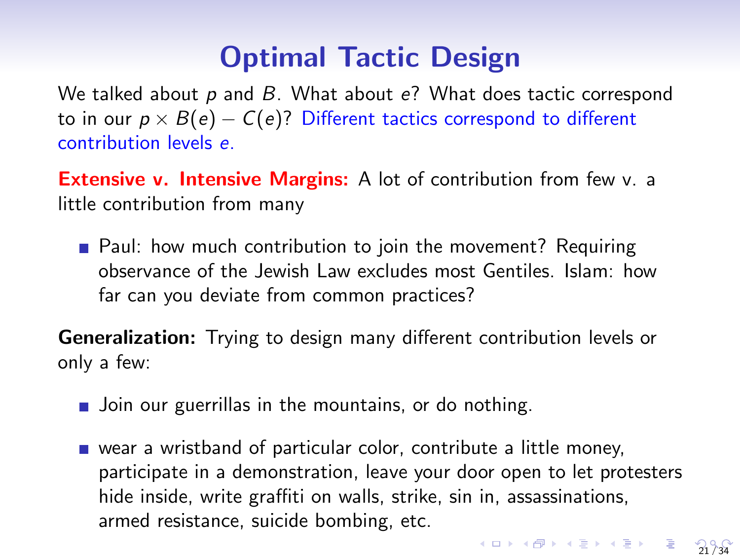# Optimal Tactic Design

We talked about $p$ and $B$. What about $e$? What does tactic correspond to in our $p \times B(e) - C(e)$? Different tactics correspond to different contribution levels $e$.

**Extensive v. Intensive Margins:** A lot of contribution from few v. a little contribution from many

- Paul: how much contribution to join the movement? Requiring observance of the Jewish Law excludes most Gentiles. Islam: how far can you deviate from common practices?

**Generalization:** Trying to design many different contribution levels or only a few:

- Join our guerrillas in the mountains, or do nothing.
- wear a wristband of particular color, contribute a little money, participate in a demonstration, leave your door open to let protesters hide inside, write graffiti on walls, strike, sin in, assassinations, armed resistance, suicide bombing, etc.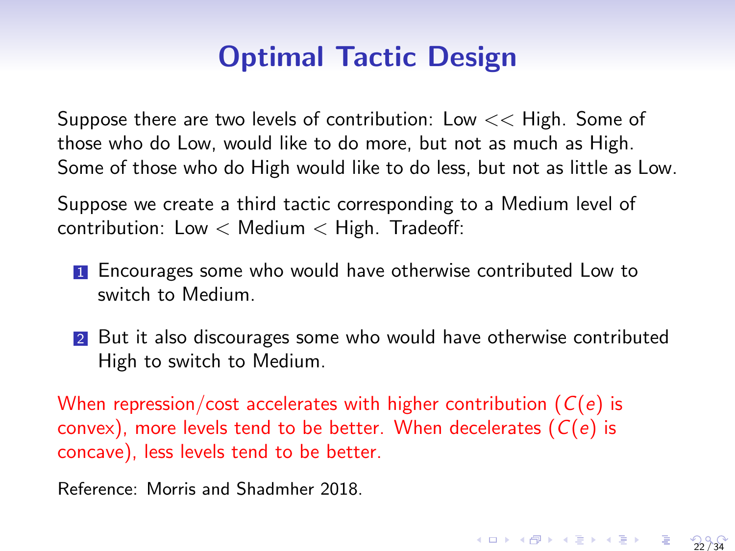# Optimal Tactic Design

Suppose there are two levels of contribution: Low $<<$ High. Some of those who do Low, would like to do more, but not as much as High. Some of those who do High would like to do less, but not as little as Low.

Suppose we create a third tactic corresponding to a Medium level of contribution: Low $<$ Medium $<$ High. Tradeoff:

1. Encourages some who would have otherwise contributed Low to switch to Medium.
2. But it also discourages some who would have otherwise contributed High to switch to Medium.

When repression/cost accelerates with higher contribution ($C(e)$ is convex), more levels tend to be better. When decelerates ($C(e)$ is concave), less levels tend to be better.

Reference: Morris and Shadmher 2018.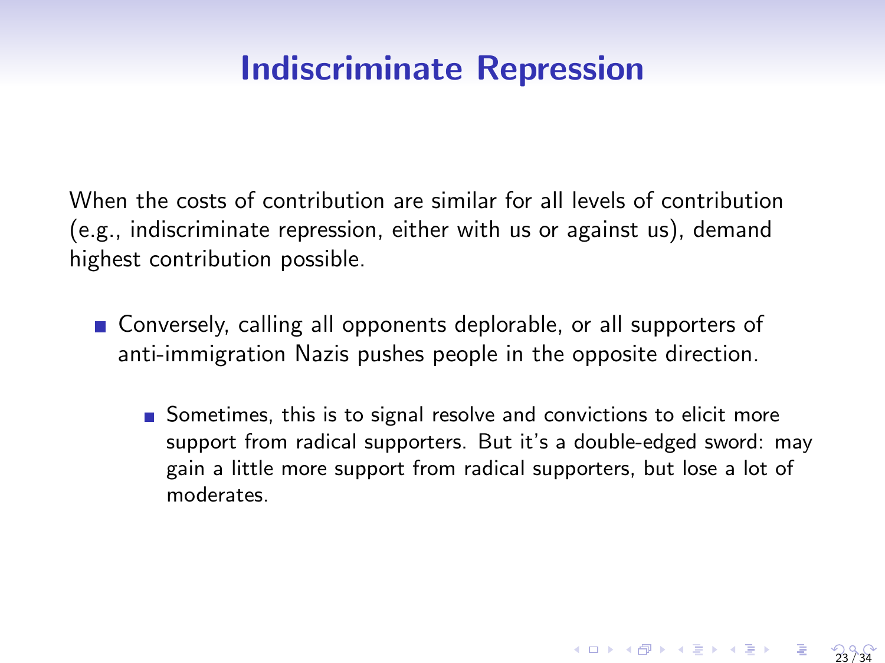# Indiscriminate Repression

When the costs of contribution are similar for all levels of contribution (e.g., indiscriminate repression, either with us or against us), demand highest contribution possible.

- Conversely, calling all opponents deplorable, or all supporters of anti-immigration Nazis pushes people in the opposite direction.
  - Sometimes, this is to signal resolve and convictions to elicit more support from radical supporters. But it's a double-edged sword: may gain a little more support from radical supporters, but lose a lot of moderates.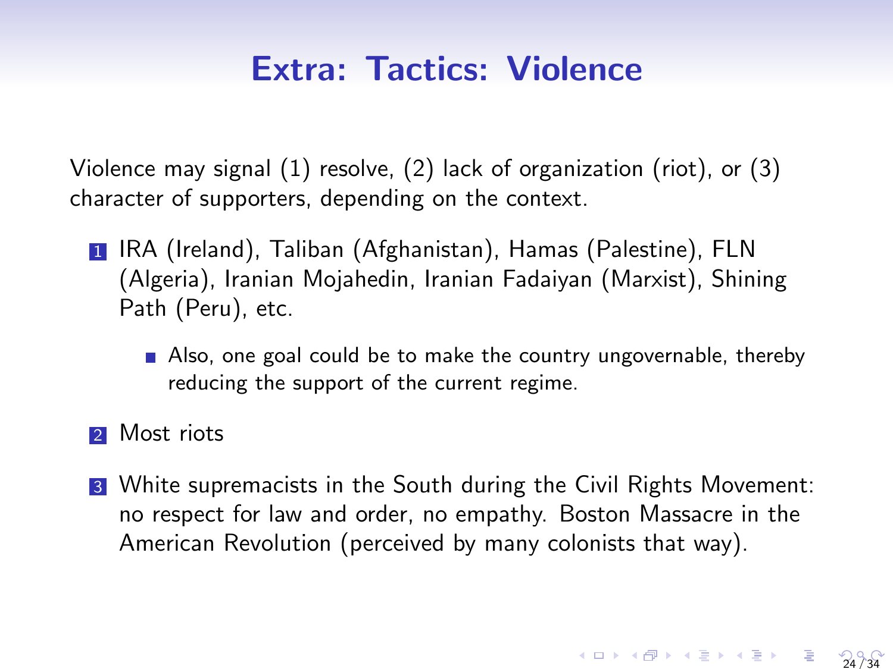# Extra: Tactics: Violence

Violence may signal (1) resolve, (2) lack of organization (riot), or (3) character of supporters, depending on the context.

1. IRA (Ireland), Taliban (Afghanistan), Hamas (Palestine), FLN (Algeria), Iranian Mojahedin, Iranian Fadaiyan (Marxist), Shining Path (Peru), etc.
   - Also, one goal could be to make the country ungovernable, thereby reducing the support of the current regime.
2. Most riots
3. White supremacists in the South during the Civil Rights Movement: no respect for law and order, no empathy. Boston Massacre in the American Revolution (perceived by many colonists that way).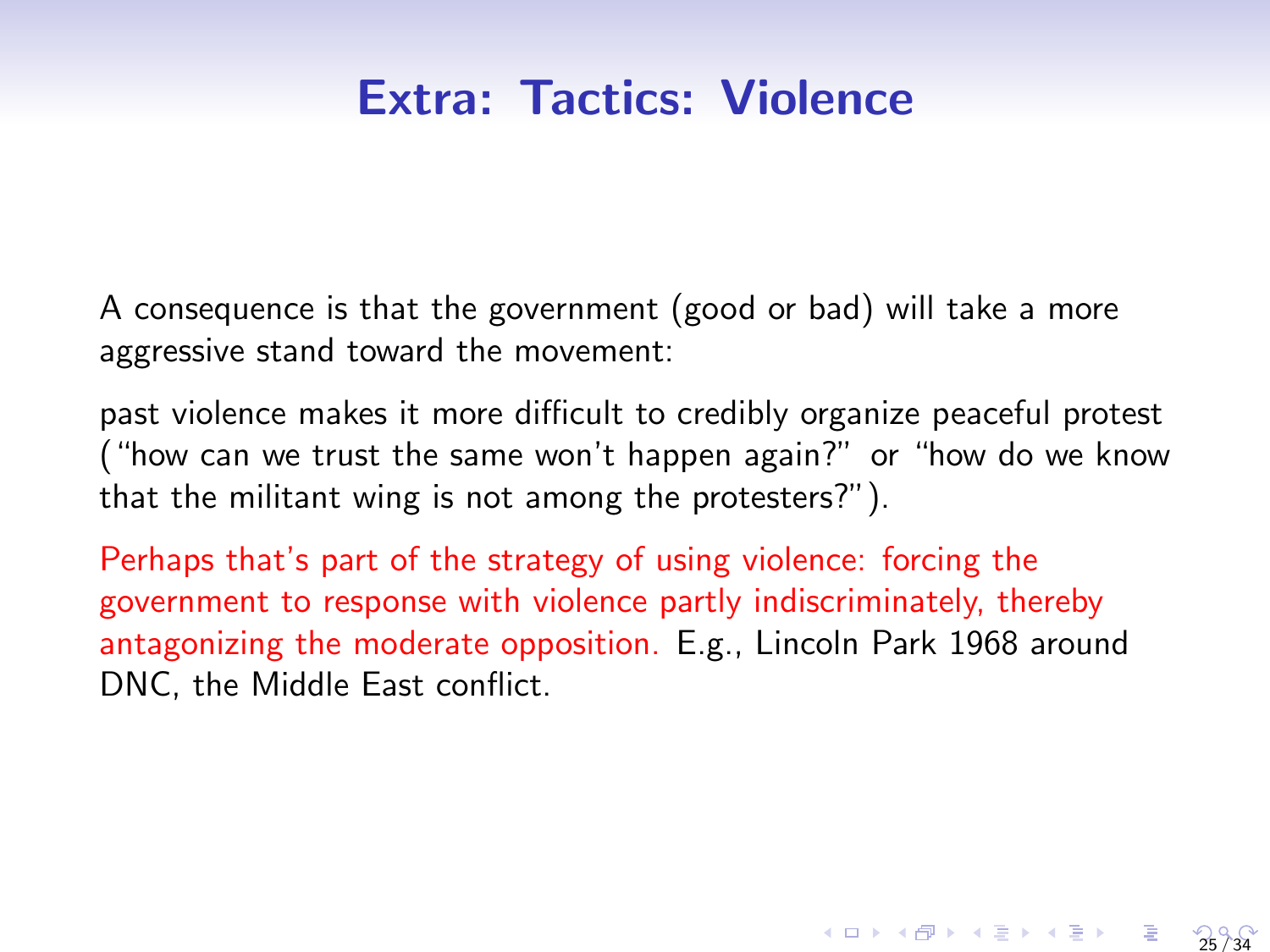# Extra: Tactics: Violence

A consequence is that the government (good or bad) will take a more aggressive stand toward the movement:

past violence makes it more difficult to credibly organize peaceful protest ("how can we trust the same won't happen again?" or "how do we know that the militant wing is not among the protesters?").

Perhaps that's part of the strategy of using violence: forcing the government to response with violence partly indiscriminately, thereby antagonizing the moderate opposition. E.g., Lincoln Park 1968 around DNC, the Middle East conflict.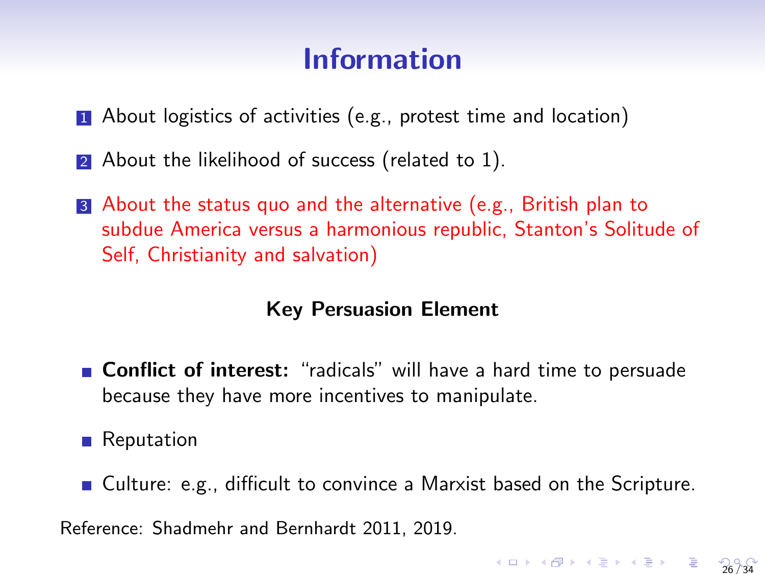# Information

1. About logistics of activities (e.g., protest time and location)
2. About the likelihood of success (related to 1).
3. About the status quo and the alternative (e.g., British plan to subdue America versus a harmonious republic, Stanton's Solitude of Self, Christianity and salvation)

**Key Persuasion Element**

- **Conflict of interest:** "radicals" will have a hard time to persuade because they have more incentives to manipulate.
- Reputation
- Culture: e.g., difficult to convince a Marxist based on the Scripture.

Reference: Shadmehr and Bernhardt 2011, 2019.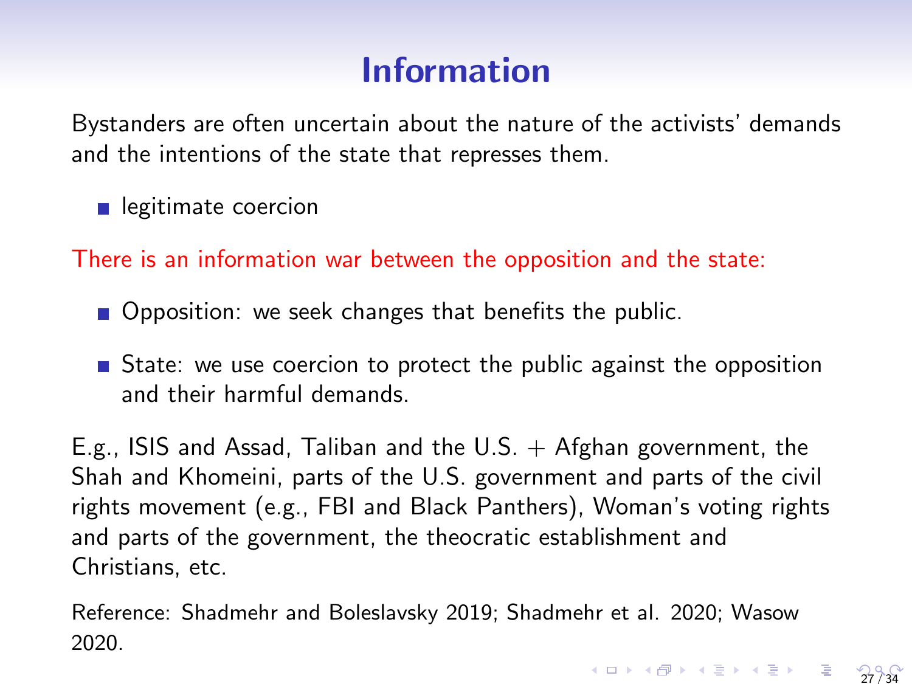# Information

Bystanders are often uncertain about the nature of the activists' demands and the intentions of the state that represses them.

- legitimate coercion

There is an information war between the opposition and the state:

- Opposition: we seek changes that benefits the public.
- State: we use coercion to protect the public against the opposition and their harmful demands.

E.g., ISIS and Assad, Taliban and the U.S. + Afghan government, the Shah and Khomeini, parts of the U.S. government and parts of the civil rights movement (e.g., FBI and Black Panthers), Woman's voting rights and parts of the government, the theocratic establishment and Christians, etc.

Reference: Shadmehr and Boleslavsky 2019; Shadmehr et al. 2020; Wasow 2020.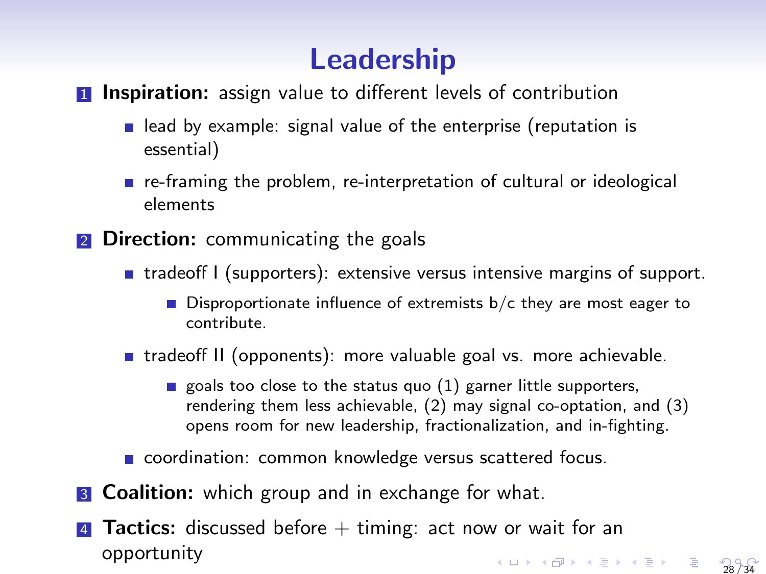# Leadership

1. **Inspiration:** assign value to different levels of contribution
   - lead by example: signal value of the enterprise (reputation is essential)
   - re-framing the problem, re-interpretation of cultural or ideological elements
2. **Direction:** communicating the goals
   - tradeoff I (supporters): extensive versus intensive margins of support.
     - Disproportionate influence of extremists b/c they are most eager to contribute.
   - tradeoff II (opponents): more valuable goal vs. more achievable.
     - goals too close to the status quo (1) garner little supporters, rendering them less achievable, (2) may signal co-optation, and (3) opens room for new leadership, fractionalization, and in-fighting.
   - coordination: common knowledge versus scattered focus.
3. **Coalition:** which group and in exchange for what.
4. **Tactics:** discussed before + timing: act now or wait for an opportunity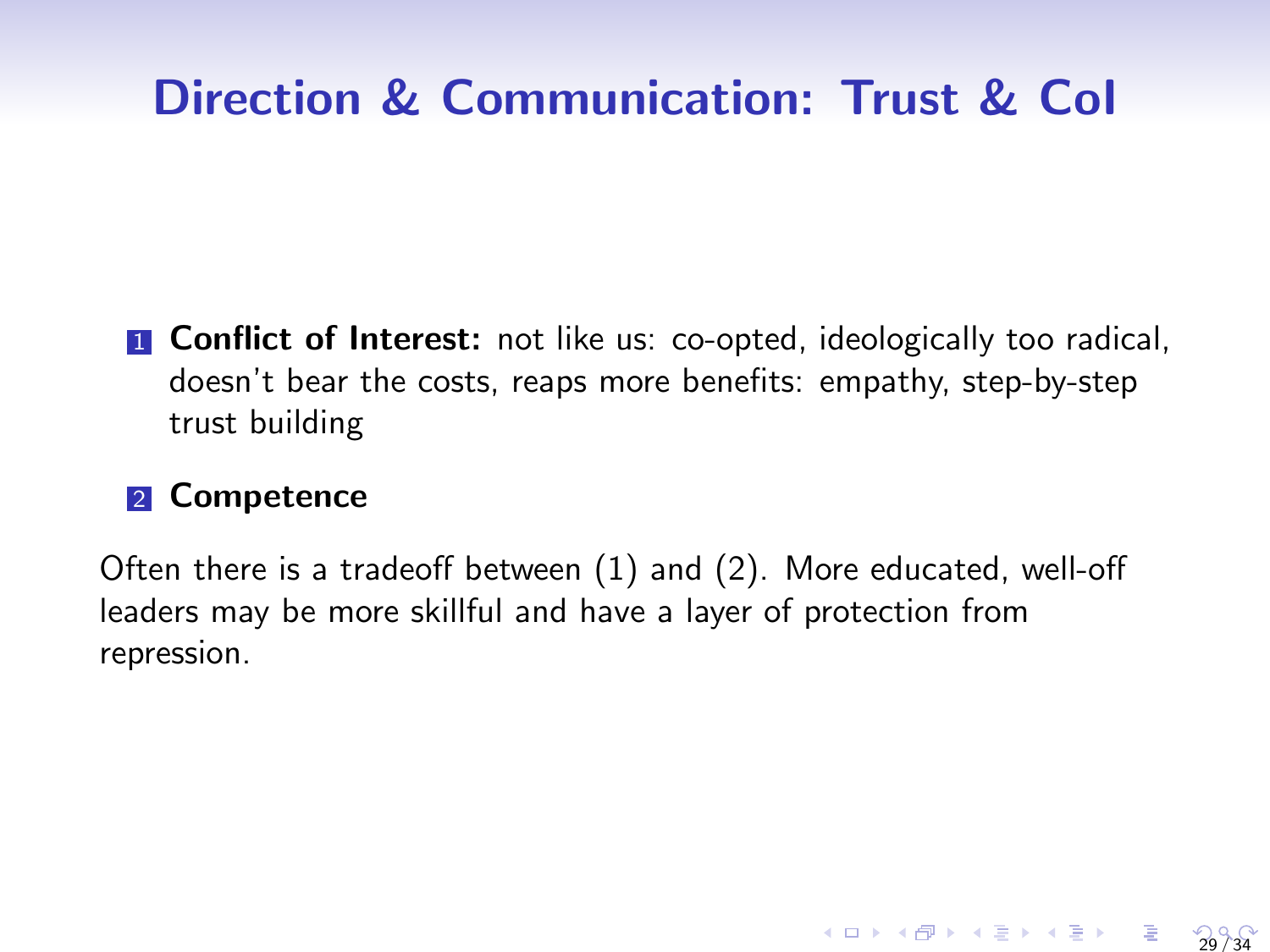# Direction & Communication: Trust & CoI

1. **Conflict of Interest:** not like us: co-opted, ideologically too radical, doesn't bear the costs, reaps more benefits: empathy, step-by-step trust building
2. **Competence**

Often there is a tradeoff between (1) and (2). More educated, well-off leaders may be more skillful and have a layer of protection from repression.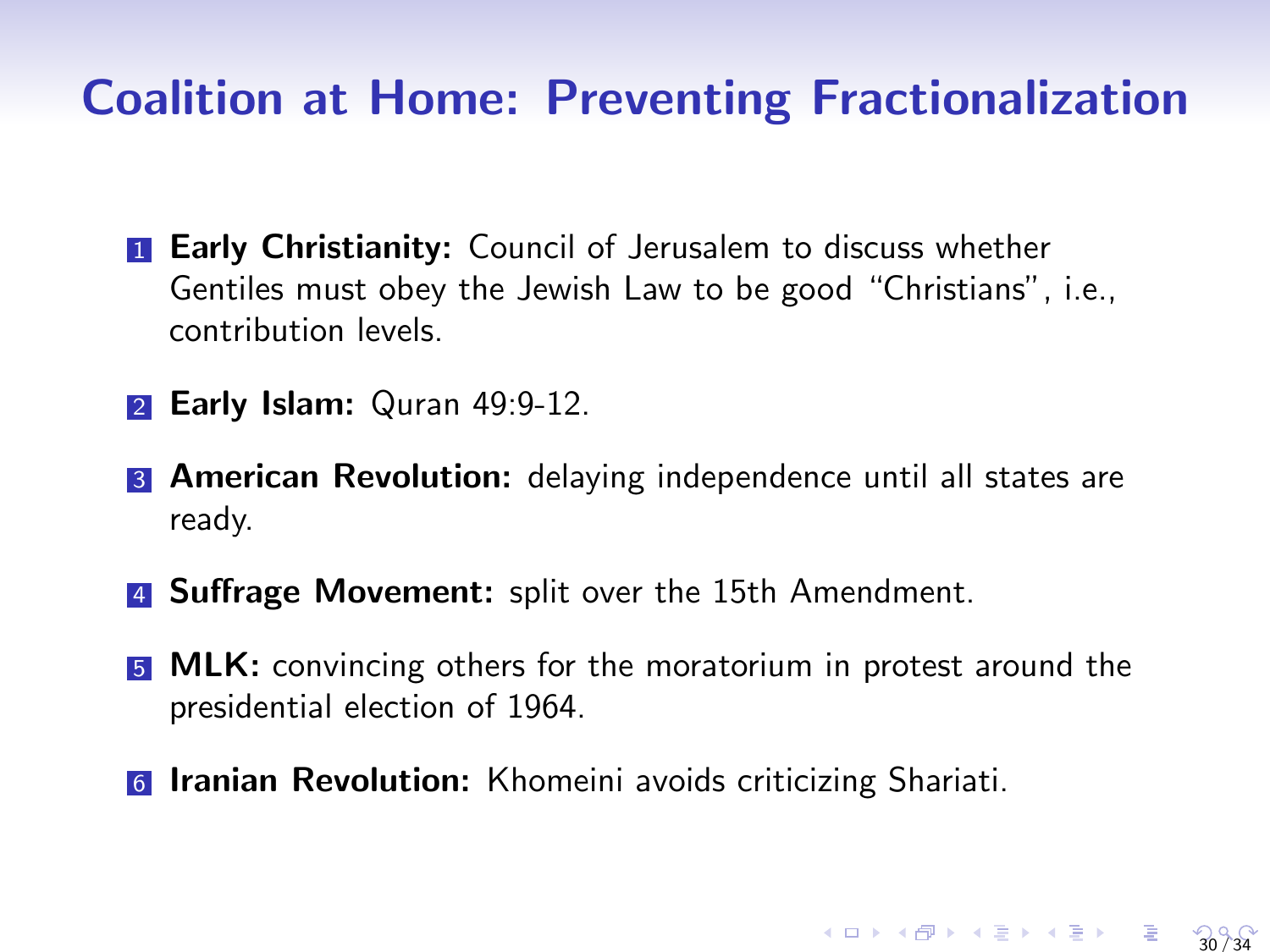# Coalition at Home: Preventing Fractionalization

1. **Early Christianity:** Council of Jerusalem to discuss whether Gentiles must obey the Jewish Law to be good "Christians", i.e., contribution levels.
2. **Early Islam:** Quran 49:9-12.
3. **American Revolution:** delaying independence until all states are ready.
4. **Suffrage Movement:** split over the 15th Amendment.
5. **MLK:** convincing others for the moratorium in protest around the presidential election of 1964.
6. **Iranian Revolution:** Khomeini avoids criticizing Shariati.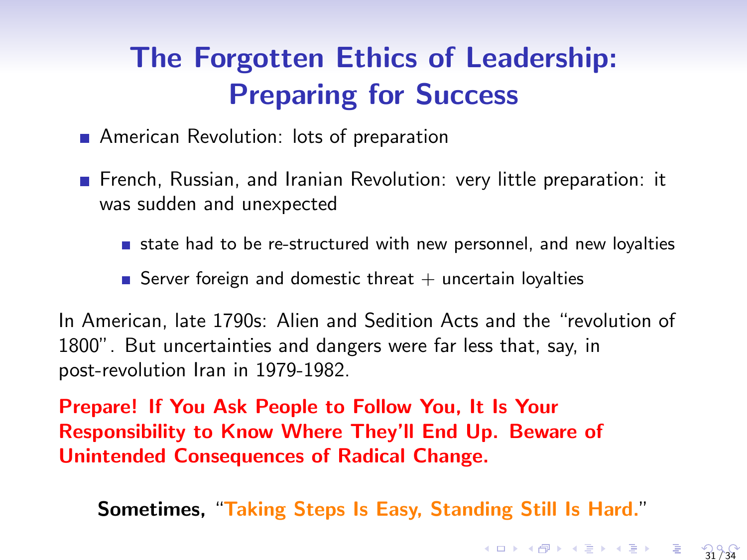# The Forgotten Ethics of Leadership: Preparing for Success

- American Revolution: lots of preparation
- French, Russian, and Iranian Revolution: very little preparation: it was sudden and unexpected
  - state had to be re-structured with new personnel, and new loyalties
  - Server foreign and domestic threat + uncertain loyalties

In American, late 1790s: Alien and Sedition Acts and the "revolution of 1800". But uncertainties and dangers were far less that, say, in post-revolution Iran in 1979-1982.

**Prepare! If You Ask People to Follow You, It Is Your Responsibility to Know Where They'll End Up. Beware of Unintended Consequences of Radical Change.**

**Sometimes,** "**Taking Steps Is Easy, Standing Still Is Hard.**"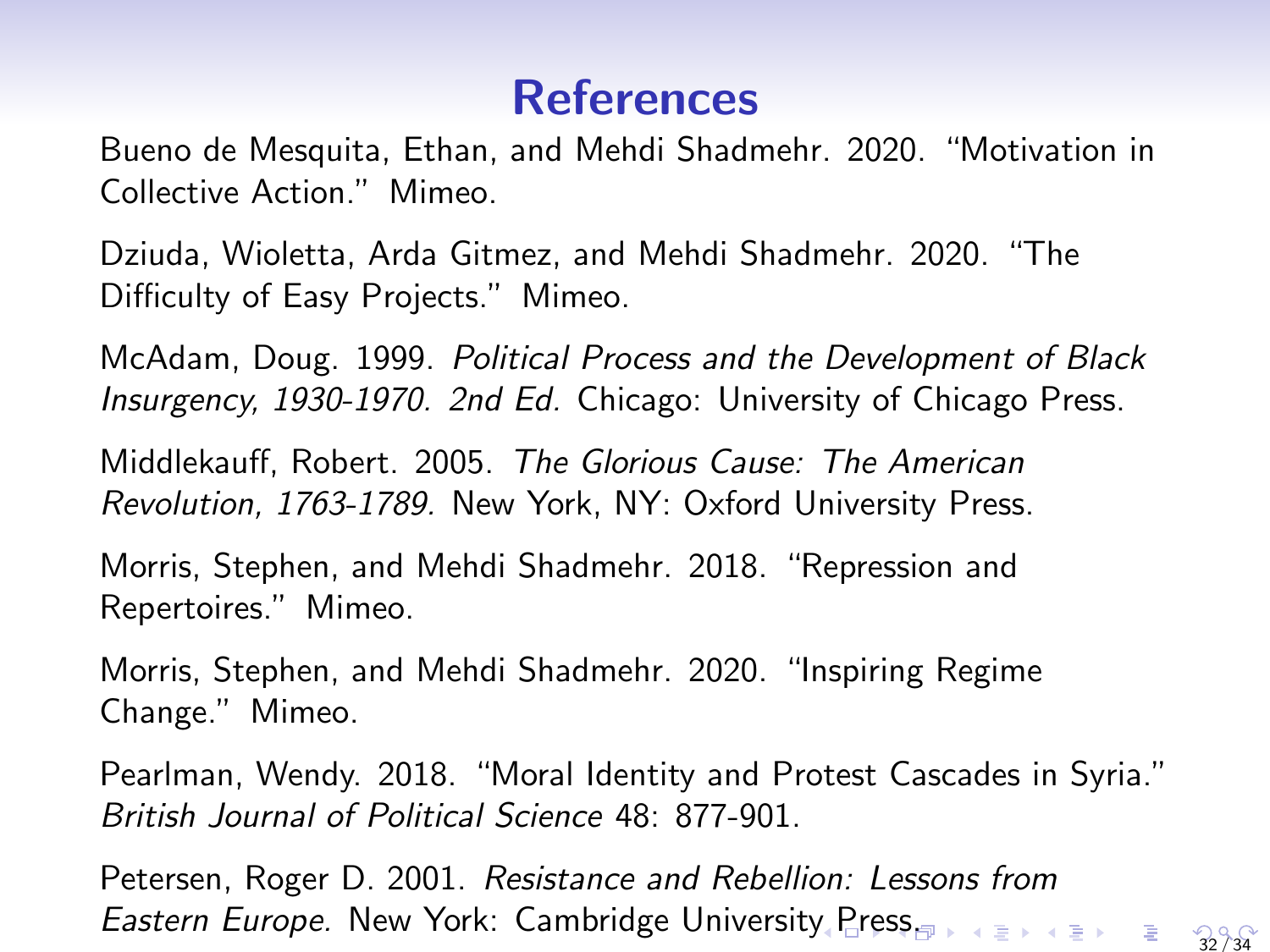# References

Bueno de Mesquita, Ethan, and Mehdi Shadmehr. 2020. "Motivation in Collective Action." Mimeo.

Dziuda, Wioletta, Arda Gitmez, and Mehdi Shadmehr. 2020. "The Difficulty of Easy Projects." Mimeo.

McAdam, Doug. 1999. *Political Process and the Development of Black Insurgency, 1930-1970. 2nd Ed.* Chicago: University of Chicago Press.

Middlekauff, Robert. 2005. *The Glorious Cause: The American Revolution, 1763-1789.* New York, NY: Oxford University Press.

Morris, Stephen, and Mehdi Shadmehr. 2018. "Repression and Repertoires." Mimeo.

Morris, Stephen, and Mehdi Shadmehr. 2020. "Inspiring Regime Change." Mimeo.

Pearlman, Wendy. 2018. "Moral Identity and Protest Cascades in Syria." *British Journal of Political Science* 48: 877-901.

Petersen, Roger D. 2001. *Resistance and Rebellion: Lessons from Eastern Europe.* New York: Cambridge University Press.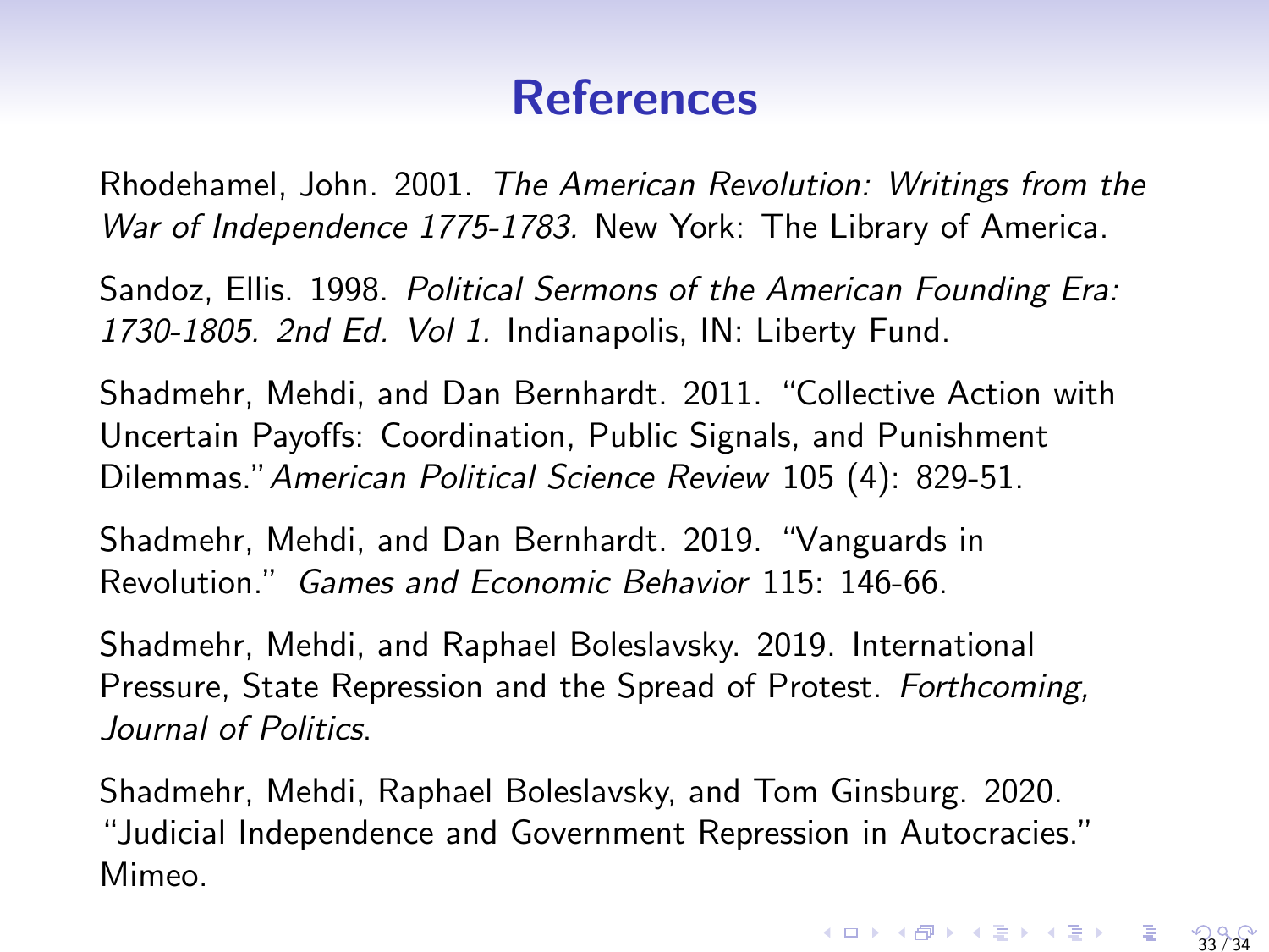# References

Rhodehamel, John. 2001. *The American Revolution: Writings from the War of Independence 1775-1783.* New York: The Library of America.

Sandoz, Ellis. 1998. *Political Sermons of the American Founding Era: 1730-1805. 2nd Ed. Vol 1.* Indianapolis, IN: Liberty Fund.

Shadmehr, Mehdi, and Dan Bernhardt. 2011. "Collective Action with Uncertain Payoffs: Coordination, Public Signals, and Punishment Dilemmas."*American Political Science Review* 105 (4): 829-51.

Shadmehr, Mehdi, and Dan Bernhardt. 2019. "Vanguards in Revolution." *Games and Economic Behavior* 115: 146-66.

Shadmehr, Mehdi, and Raphael Boleslavsky. 2019. International Pressure, State Repression and the Spread of Protest. *Forthcoming, Journal of Politics*.

Shadmehr, Mehdi, Raphael Boleslavsky, and Tom Ginsburg. 2020. "Judicial Independence and Government Repression in Autocracies." Mimeo.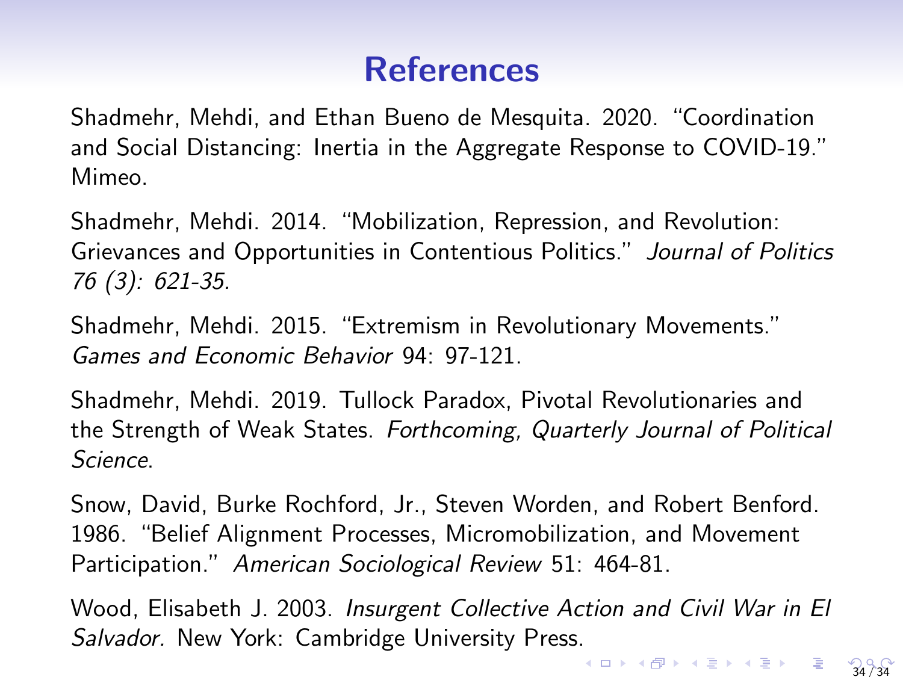# References

Shadmehr, Mehdi, and Ethan Bueno de Mesquita. 2020. "Coordination and Social Distancing: Inertia in the Aggregate Response to COVID-19." Mimeo.

Shadmehr, Mehdi. 2014. "Mobilization, Repression, and Revolution: Grievances and Opportunities in Contentious Politics." *Journal of Politics 76 (3): 621-35.*

Shadmehr, Mehdi. 2015. "Extremism in Revolutionary Movements." *Games and Economic Behavior* 94: 97-121.

Shadmehr, Mehdi. 2019. Tullock Paradox, Pivotal Revolutionaries and the Strength of Weak States. *Forthcoming, Quarterly Journal of Political Science.*

Snow, David, Burke Rochford, Jr., Steven Worden, and Robert Benford. 1986. "Belief Alignment Processes, Micromobilization, and Movement Participation." *American Sociological Review* 51: 464-81.

Wood, Elisabeth J. 2003. *Insurgent Collective Action and Civil War in El Salvador.* New York: Cambridge University Press.